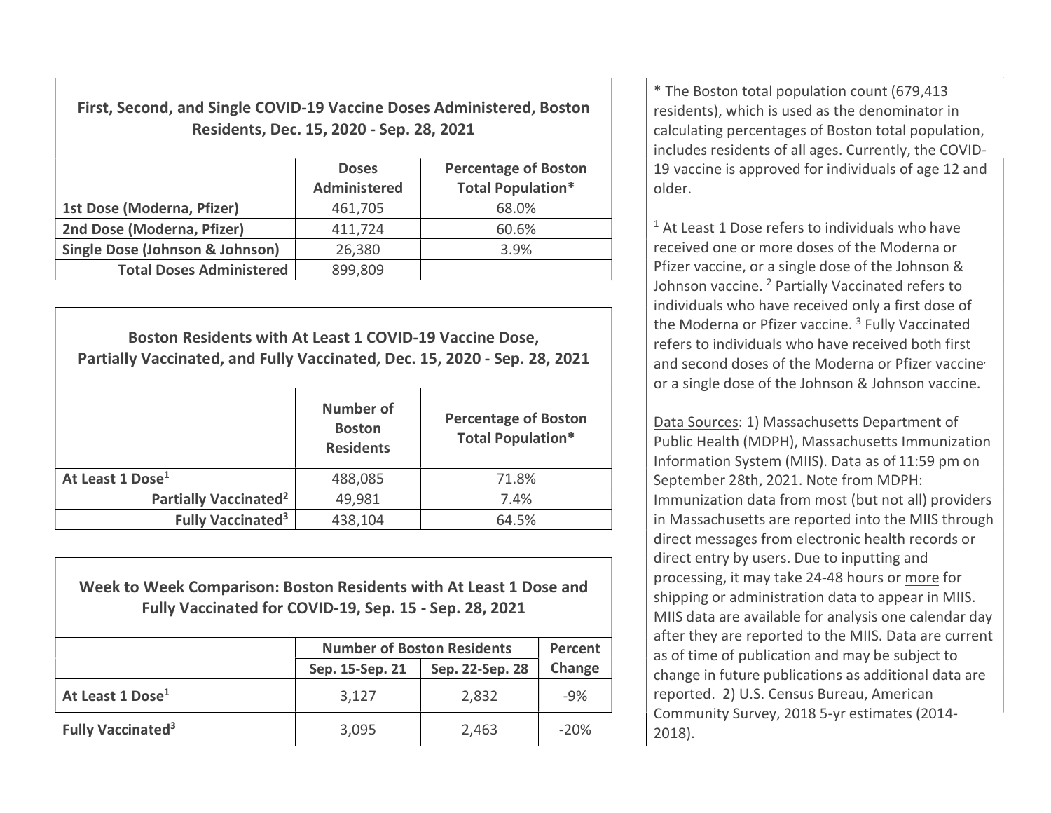### First, Second, and Single COVID-19 Vaccine Doses Administered, Boston Residents, Dec. 15, 2020 - Sep. 28, 2021

| | Doses Administered | Percentage of Boston Total Population* |
|---|---|---|
| **1st Dose (Moderna, Pfizer)** | 461,705 | 68.0% |
| **2nd Dose (Moderna, Pfizer)** | 411,724 | 60.6% |
| **Single Dose (Johnson & Johnson)** | 26,380 | 3.9% |
| **Total Doses Administered** | 899,809 | |

### Boston Residents with At Least 1 COVID-19 Vaccine Dose, Partially Vaccinated, and Fully Vaccinated, Dec. 15, 2020 - Sep. 28, 2021

| | Number of Boston Residents | Percentage of Boston Total Population* |
|---|---|---|
| **At Least 1 Dose[1]** | 488,085 | 71.8% |
| **Partially Vaccinated[2]** | 49,981 | 7.4% |
| **Fully Vaccinated[3]** | 438,104 | 64.5% |

### Week to Week Comparison: Boston Residents with At Least 1 Dose and Fully Vaccinated for COVID-19, Sep. 15 - Sep. 28, 2021

| | Number of Boston Residents | | Percent Change |
|---|---|---|---|
| | Sep. 15-Sep. 21 | Sep. 22-Sep. 28 | |
| **At Least 1 Dose[1]** | 3,127 | 2,832 | -9% |
| **Fully Vaccinated[3]** | 3,095 | 2,463 | -20% |

* The Boston total population count (679,413 residents), which is used as the denominator in calculating percentages of Boston total population, includes residents of all ages. Currently, the COVID-19 vaccine is approved for individuals of age 12 and older.

[1] At Least 1 Dose refers to individuals who have received one or more doses of the Moderna or Pfizer vaccine, or a single dose of the Johnson & Johnson vaccine. [2] Partially Vaccinated refers to individuals who have received only a first dose of the Moderna or Pfizer vaccine. [3] Fully Vaccinated refers to individuals who have received both first and second doses of the Moderna or Pfizer vaccine or a single dose of the Johnson & Johnson vaccine.

Data Sources: 1) Massachusetts Department of Public Health (MDPH), Massachusetts Immunization Information System (MIIS). Data as of 11:59 pm on September 28th, 2021. Note from MDPH: Immunization data from most (but not all) providers in Massachusetts are reported into the MIIS through direct messages from electronic health records or direct entry by users. Due to inputting and processing, it may take 24-48 hours or more for shipping or administration data to appear in MIIS. MIIS data are available for analysis one calendar day after they are reported to the MIIS. Data are current as of time of publication and may be subject to change in future publications as additional data are reported. 2) U.S. Census Bureau, American Community Survey, 2018 5-yr estimates (2014-2018).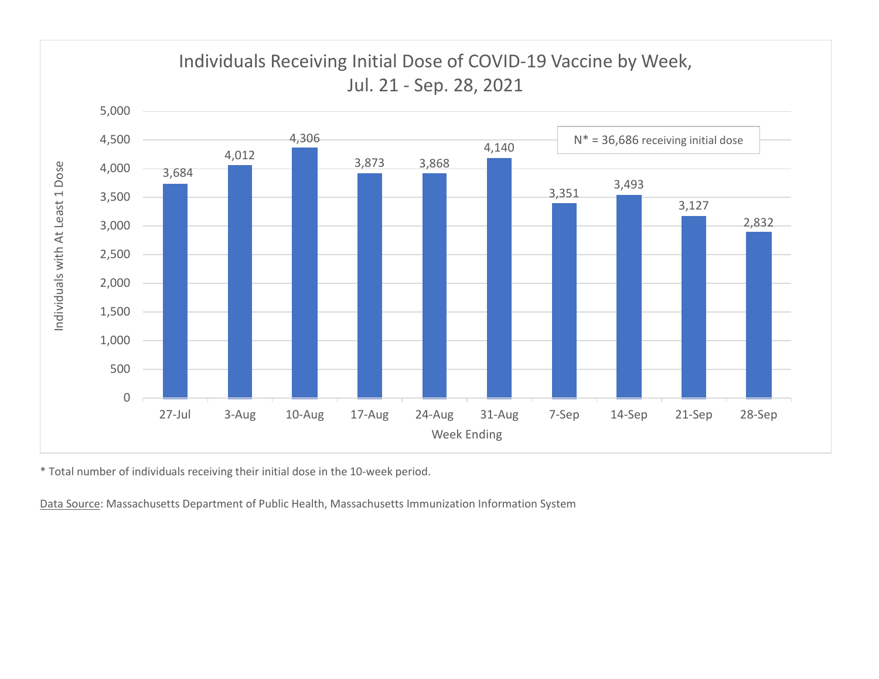## Individuals Receiving Initial Dose of COVID-19 Vaccine by Week, Jul. 21 - Sep. 28, 2021

N* = 36,686 receiving initial dose

| Week Ending | Individuals with At Least 1 Dose |
|---|---|
| 27-Jul | 3,684 |
| 3-Aug | 4,012 |
| 10-Aug | 4,306 |
| 17-Aug | 3,873 |
| 24-Aug | 3,868 |
| 31-Aug | 4,140 |
| 7-Sep | 3,351 |
| 14-Sep | 3,493 |
| 21-Sep | 3,127 |
| 28-Sep | 2,832 |

* Total number of individuals receiving their initial dose in the 10-week period.

Data Source: Massachusetts Department of Public Health, Massachusetts Immunization Information System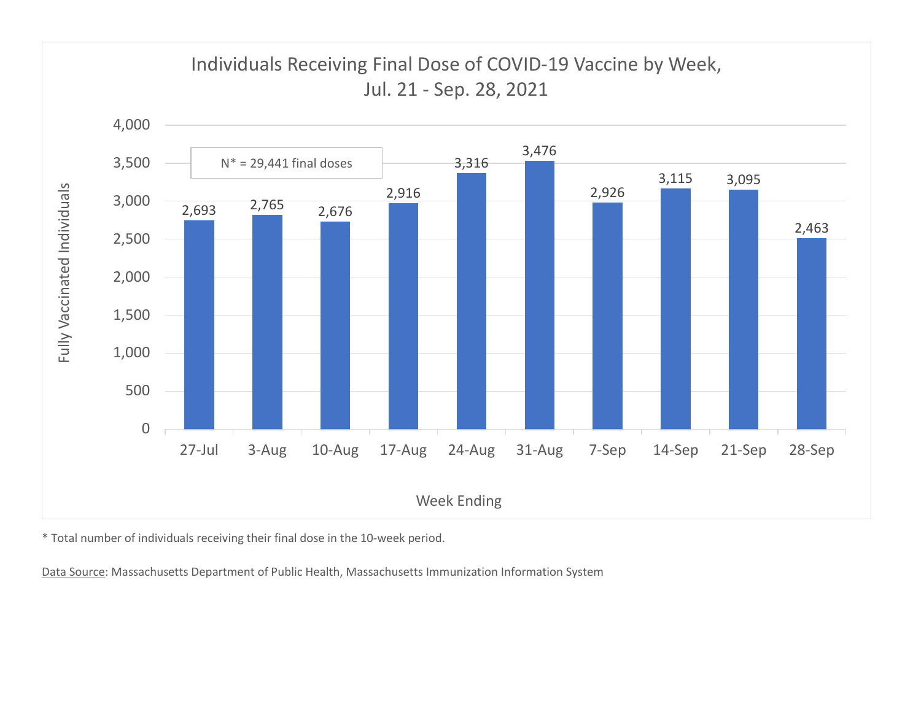## Individuals Receiving Final Dose of COVID-19 Vaccine by Week, Jul. 21 - Sep. 28, 2021

N* = 29,441 final doses

| Week Ending | Fully Vaccinated Individuals |
|---|---|
| 27-Jul | 2,693 |
| 3-Aug | 2,765 |
| 10-Aug | 2,676 |
| 17-Aug | 2,916 |
| 24-Aug | 3,316 |
| 31-Aug | 3,476 |
| 7-Sep | 2,926 |
| 14-Sep | 3,115 |
| 21-Sep | 3,095 |
| 28-Sep | 2,463 |

* Total number of individuals receiving their final dose in the 10-week period.

Data Source: Massachusetts Department of Public Health, Massachusetts Immunization Information System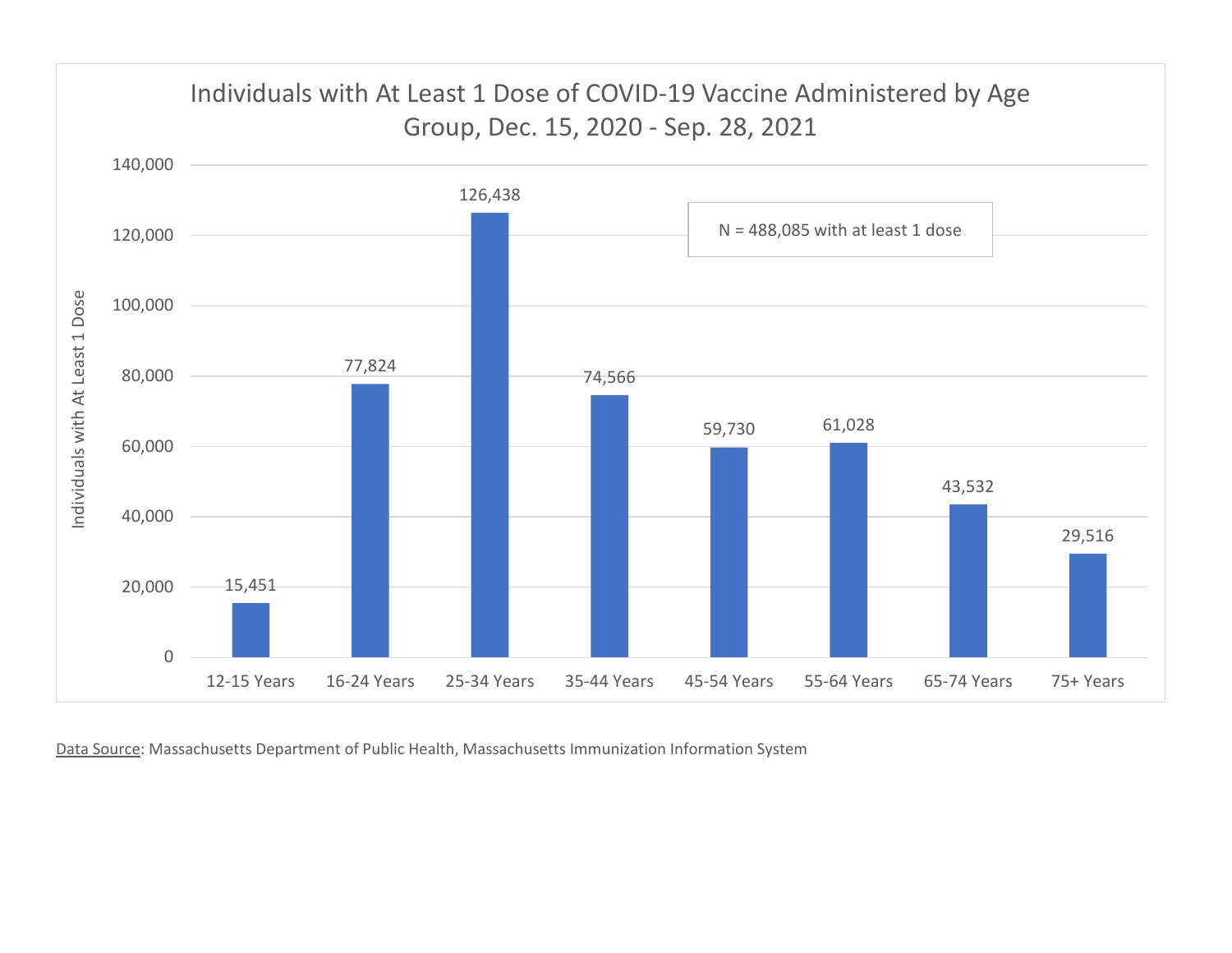## Individuals with At Least 1 Dose of COVID-19 Vaccine Administered by Age Group, Dec. 15, 2020 - Sep. 28, 2021

N = 488,085 with at least 1 dose

| Age Group | Individuals with At Least 1 Dose |
|---|---|
| 12-15 Years | 15,451 |
| 16-24 Years | 77,824 |
| 25-34 Years | 126,438 |
| 35-44 Years | 74,566 |
| 45-54 Years | 59,730 |
| 55-64 Years | 61,028 |
| 65-74 Years | 43,532 |
| 75+ Years | 29,516 |

Data Source: Massachusetts Department of Public Health, Massachusetts Immunization Information System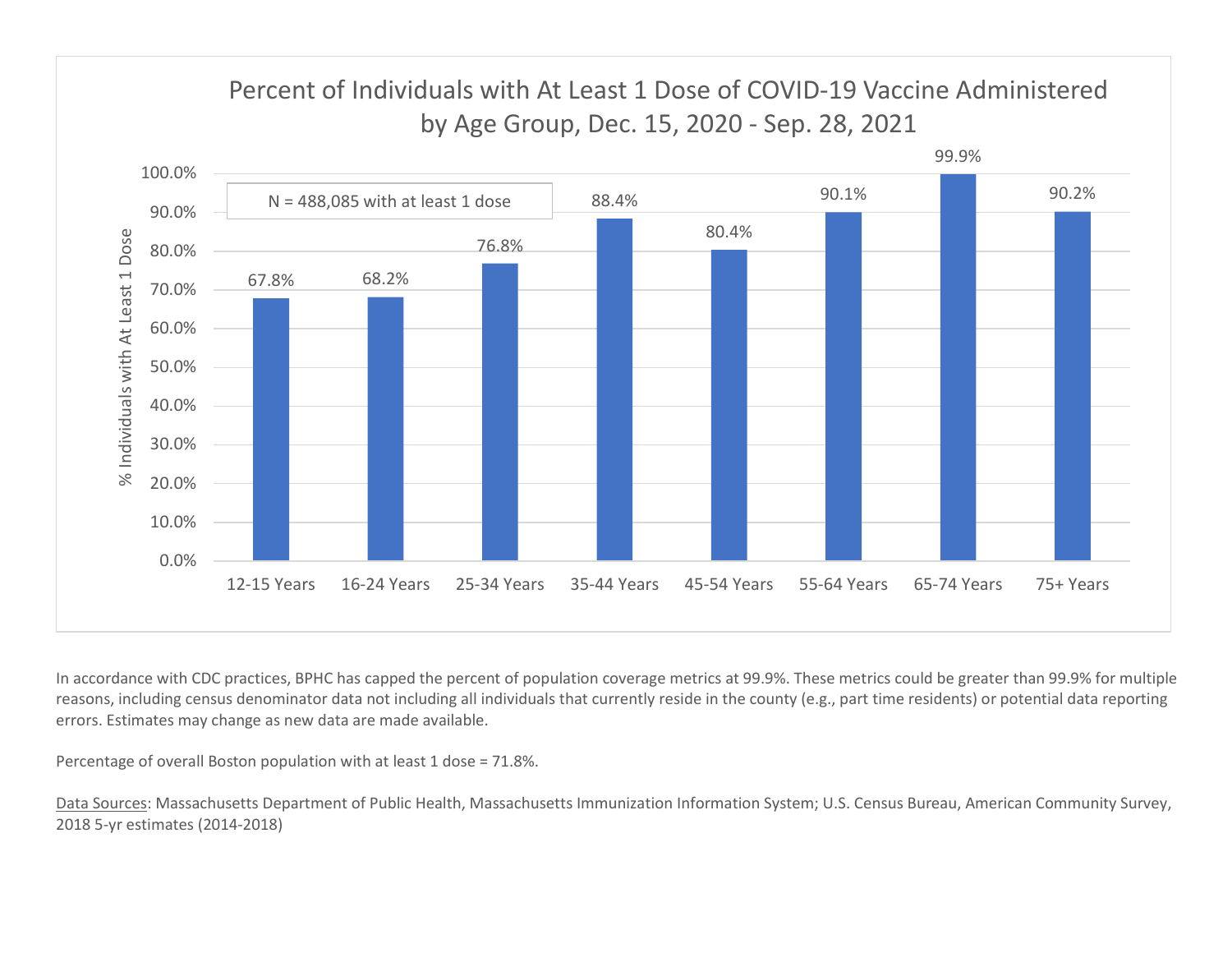## Percent of Individuals with At Least 1 Dose of COVID-19 Vaccine Administered by Age Group, Dec. 15, 2020 - Sep. 28, 2021

N = 488,085 with at least 1 dose

| Age Group | % Individuals with At Least 1 Dose |
|---|---|
| 12-15 Years | 67.8% |
| 16-24 Years | 68.2% |
| 25-34 Years | 76.8% |
| 35-44 Years | 88.4% |
| 45-54 Years | 80.4% |
| 55-64 Years | 90.1% |
| 65-74 Years | 99.9% |
| 75+ Years | 90.2% |

In accordance with CDC practices, BPHC has capped the percent of population coverage metrics at 99.9%. These metrics could be greater than 99.9% for multiple reasons, including census denominator data not including all individuals that currently reside in the county (e.g., part time residents) or potential data reporting errors. Estimates may change as new data are made available.

Percentage of overall Boston population with at least 1 dose = 71.8%.

Data Sources: Massachusetts Department of Public Health, Massachusetts Immunization Information System; U.S. Census Bureau, American Community Survey, 2018 5-yr estimates (2014-2018)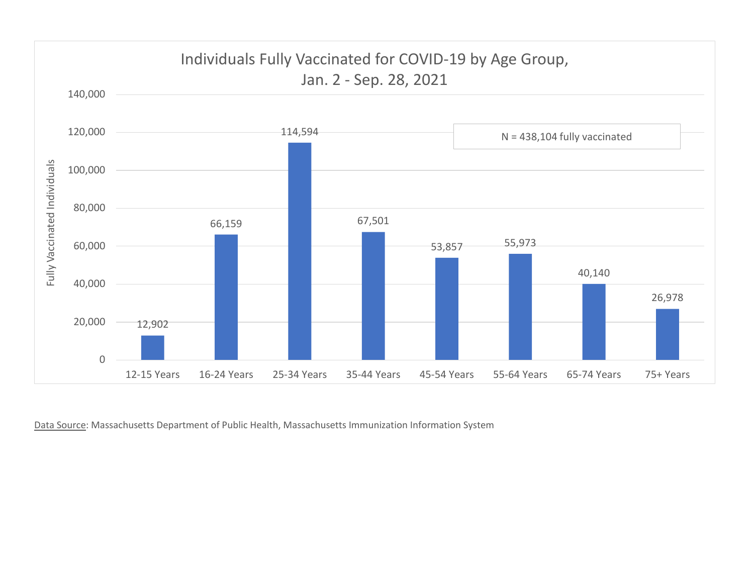## Individuals Fully Vaccinated for COVID-19 by Age Group, Jan. 2 - Sep. 28, 2021

N = 438,104 fully vaccinated

| Age Group | Fully Vaccinated Individuals |
|---|---|
| 12-15 Years | 12,902 |
| 16-24 Years | 66,159 |
| 25-34 Years | 114,594 |
| 35-44 Years | 67,501 |
| 45-54 Years | 53,857 |
| 55-64 Years | 55,973 |
| 65-74 Years | 40,140 |
| 75+ Years | 26,978 |

Data Source: Massachusetts Department of Public Health, Massachusetts Immunization Information System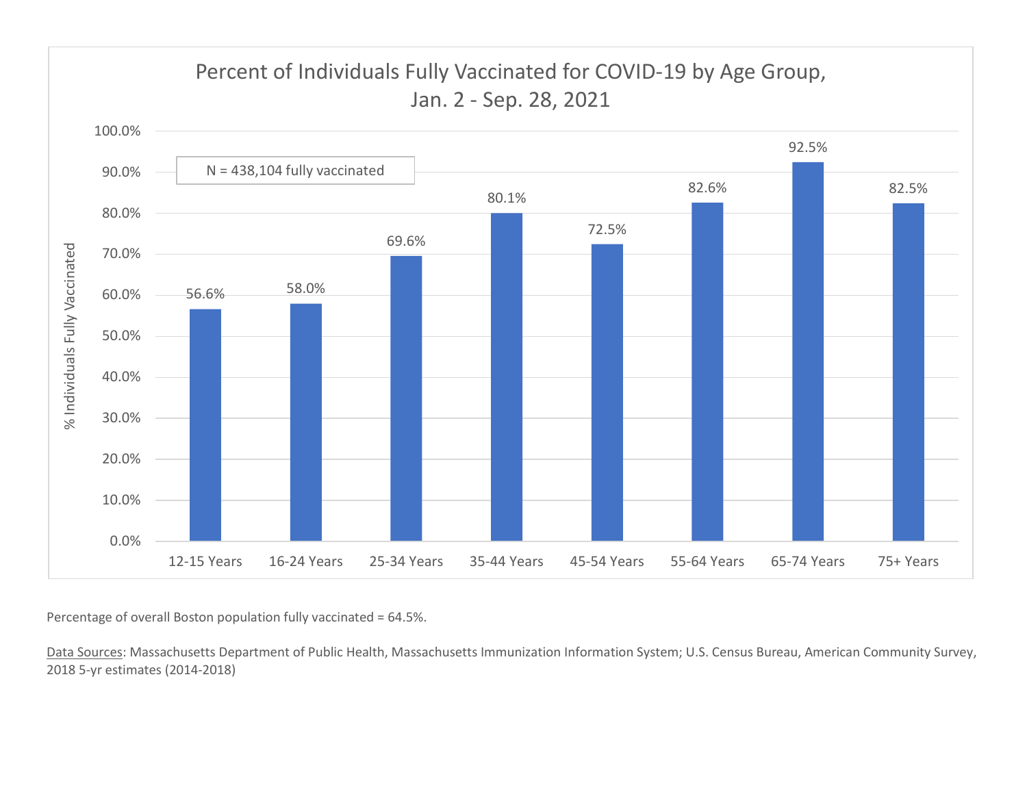## Percent of Individuals Fully Vaccinated for COVID-19 by Age Group, Jan. 2 - Sep. 28, 2021

N = 438,104 fully vaccinated

| Age Group | % Individuals Fully Vaccinated |
|---|---|
| 12-15 Years | 56.6% |
| 16-24 Years | 58.0% |
| 25-34 Years | 69.6% |
| 35-44 Years | 80.1% |
| 45-54 Years | 72.5% |
| 55-64 Years | 82.6% |
| 65-74 Years | 92.5% |
| 75+ Years | 82.5% |

Percentage of overall Boston population fully vaccinated = 64.5%.

Data Sources: Massachusetts Department of Public Health, Massachusetts Immunization Information System; U.S. Census Bureau, American Community Survey, 2018 5-yr estimates (2014-2018)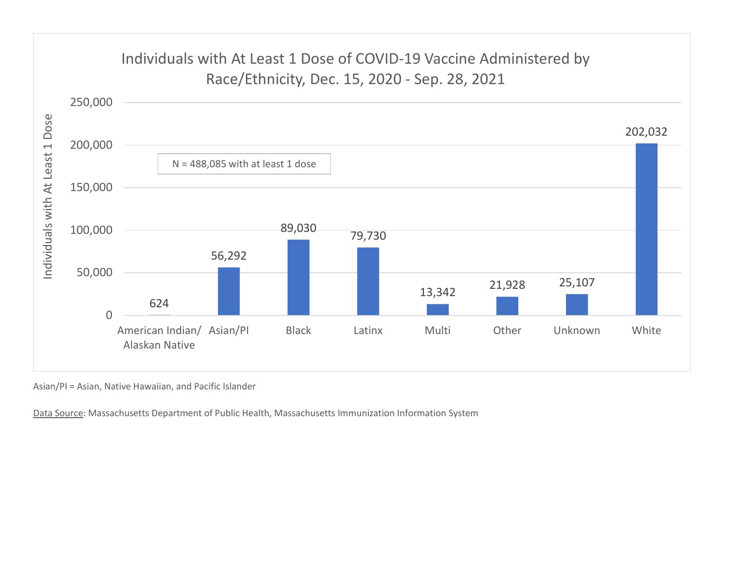## Individuals with At Least 1 Dose of COVID-19 Vaccine Administered by Race/Ethnicity, Dec. 15, 2020 - Sep. 28, 2021

N = 488,085 with at least 1 dose

| Race/Ethnicity | Individuals with At Least 1 Dose |
|---|---|
| American Indian/ Alaskan Native | 624 |
| Asian/PI | 56,292 |
| Black | 89,030 |
| Latinx | 79,730 |
| Multi | 13,342 |
| Other | 21,928 |
| Unknown | 25,107 |
| White | 202,032 |

Asian/PI = Asian, Native Hawaiian, and Pacific Islander

Data Source: Massachusetts Department of Public Health, Massachusetts Immunization Information System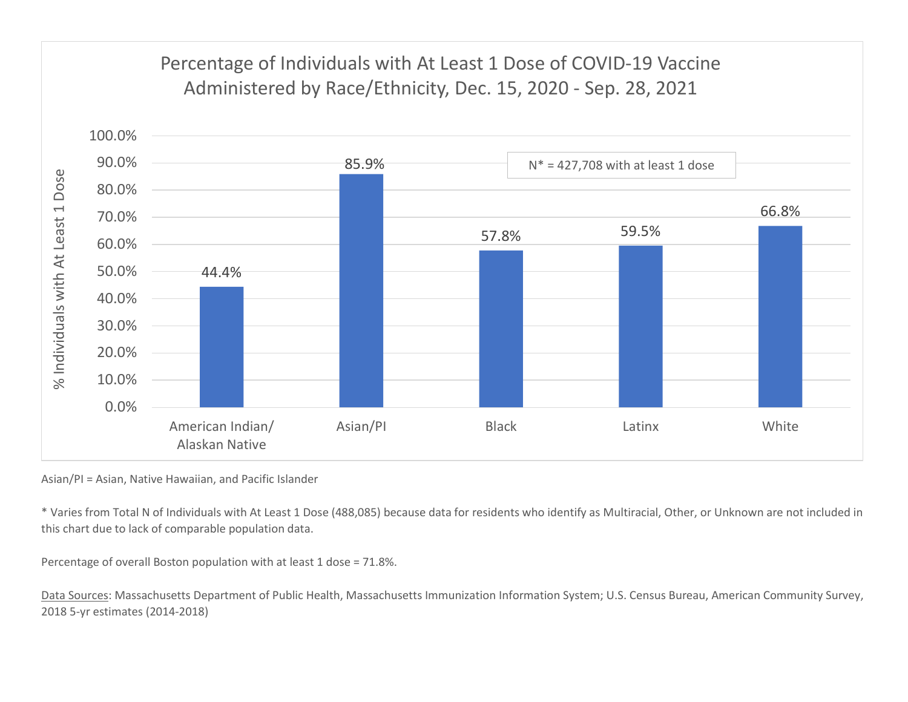## Percentage of Individuals with At Least 1 Dose of COVID-19 Vaccine Administered by Race/Ethnicity, Dec. 15, 2020 - Sep. 28, 2021

N* = 427,708 with at least 1 dose

| Race/Ethnicity | % Individuals with At Least 1 Dose |
|---|---|
| American Indian/ Alaskan Native | 44.4% |
| Asian/PI | 85.9% |
| Black | 57.8% |
| Latinx | 59.5% |
| White | 66.8% |

Asian/PI = Asian, Native Hawaiian, and Pacific Islander

* Varies from Total N of Individuals with At Least 1 Dose (488,085) because data for residents who identify as Multiracial, Other, or Unknown are not included in this chart due to lack of comparable population data.

Percentage of overall Boston population with at least 1 dose = 71.8%.

Data Sources: Massachusetts Department of Public Health, Massachusetts Immunization Information System; U.S. Census Bureau, American Community Survey, 2018 5-yr estimates (2014-2018)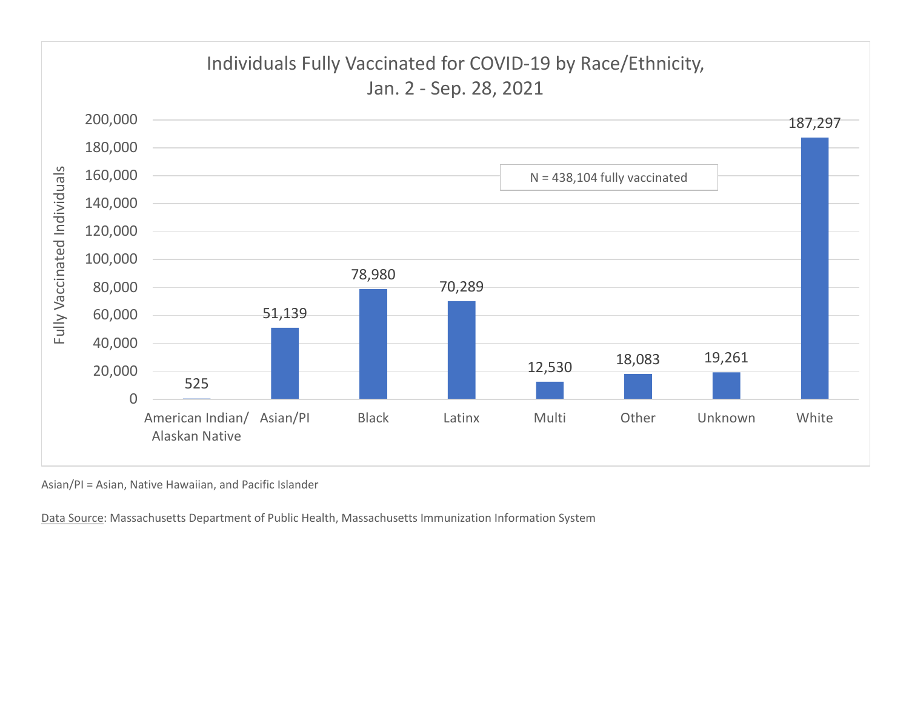## Individuals Fully Vaccinated for COVID-19 by Race/Ethnicity, Jan. 2 - Sep. 28, 2021

N = 438,104 fully vaccinated

| Race/Ethnicity | Fully Vaccinated Individuals |
|---|---|
| American Indian/ Alaskan Native | 525 |
| Asian/PI | 51,139 |
| Black | 78,980 |
| Latinx | 70,289 |
| Multi | 12,530 |
| Other | 18,083 |
| Unknown | 19,261 |
| White | 187,297 |

Asian/PI = Asian, Native Hawaiian, and Pacific Islander

Data Source: Massachusetts Department of Public Health, Massachusetts Immunization Information System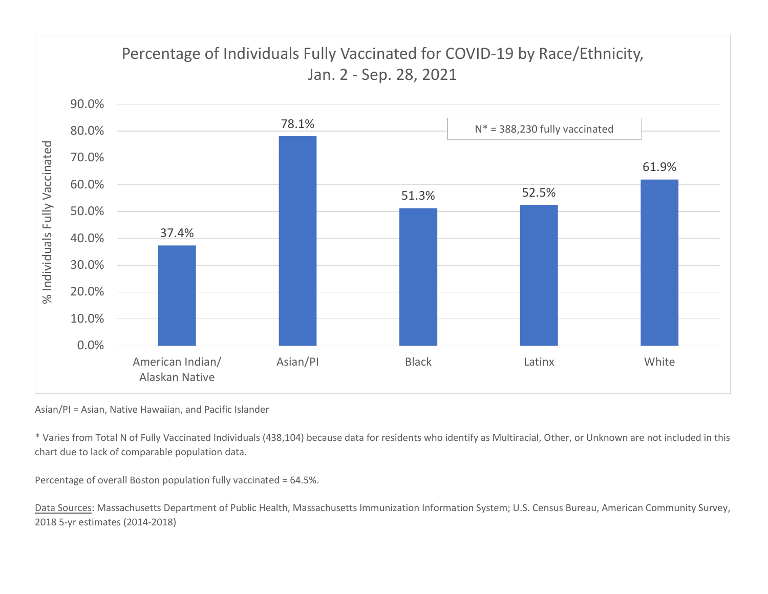## Percentage of Individuals Fully Vaccinated for COVID-19 by Race/Ethnicity, Jan. 2 - Sep. 28, 2021

| Race/Ethnicity | % Individuals Fully Vaccinated |
|---|---|
| American Indian/ Alaskan Native | 37.4% |
| Asian/PI | 78.1% |
| Black | 51.3% |
| Latinx | 52.5% |
| White | 61.9% |

N* = 388,230 fully vaccinated

Asian/PI = Asian, Native Hawaiian, and Pacific Islander

* Varies from Total N of Fully Vaccinated Individuals (438,104) because data for residents who identify as Multiracial, Other, or Unknown are not included in this chart due to lack of comparable population data.

Percentage of overall Boston population fully vaccinated = 64.5%.

Data Sources: Massachusetts Department of Public Health, Massachusetts Immunization Information System; U.S. Census Bureau, American Community Survey, 2018 5-yr estimates (2014-2018)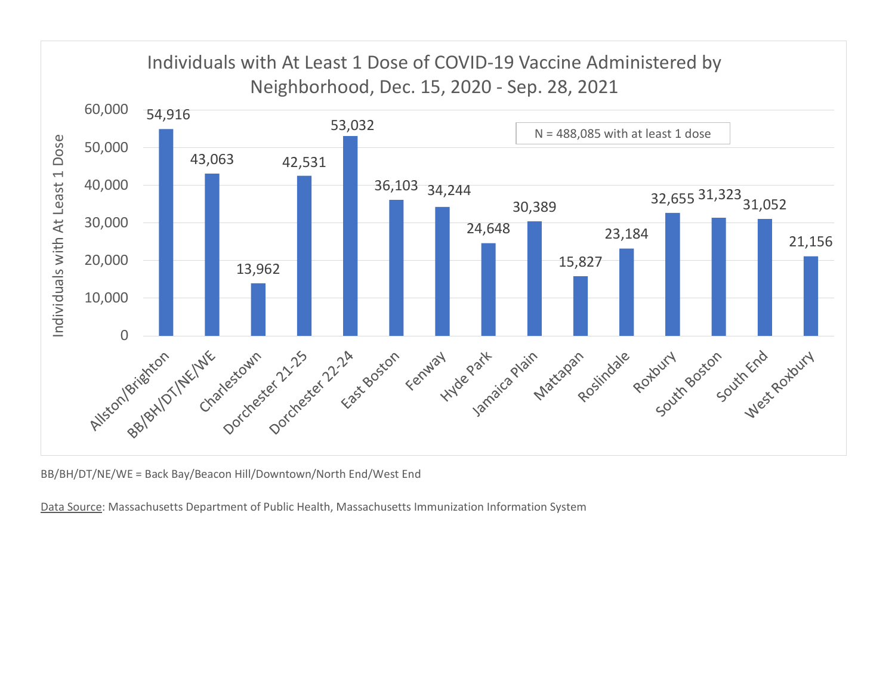## Individuals with At Least 1 Dose of COVID-19 Vaccine Administered by Neighborhood, Dec. 15, 2020 - Sep. 28, 2021

N = 488,085 with at least 1 dose

| Neighborhood | Individuals with At Least 1 Dose |
|---|---|
| Allston/Brighton | 54,916 |
| BB/BH/DT/NE/WE | 43,063 |
| Charlestown | 13,962 |
| Dorchester 21-25 | 42,531 |
| Dorchester 22-24 | 53,032 |
| East Boston | 36,103 |
| Fenway | 34,244 |
| Hyde Park | 24,648 |
| Jamaica Plain | 30,389 |
| Mattapan | 15,827 |
| Roslindale | 23,184 |
| Roxbury | 32,655 |
| South Boston | 31,323 |
| South End | 31,052 |
| West Roxbury | 21,156 |

BB/BH/DT/NE/WE = Back Bay/Beacon Hill/Downtown/North End/West End

Data Source: Massachusetts Department of Public Health, Massachusetts Immunization Information System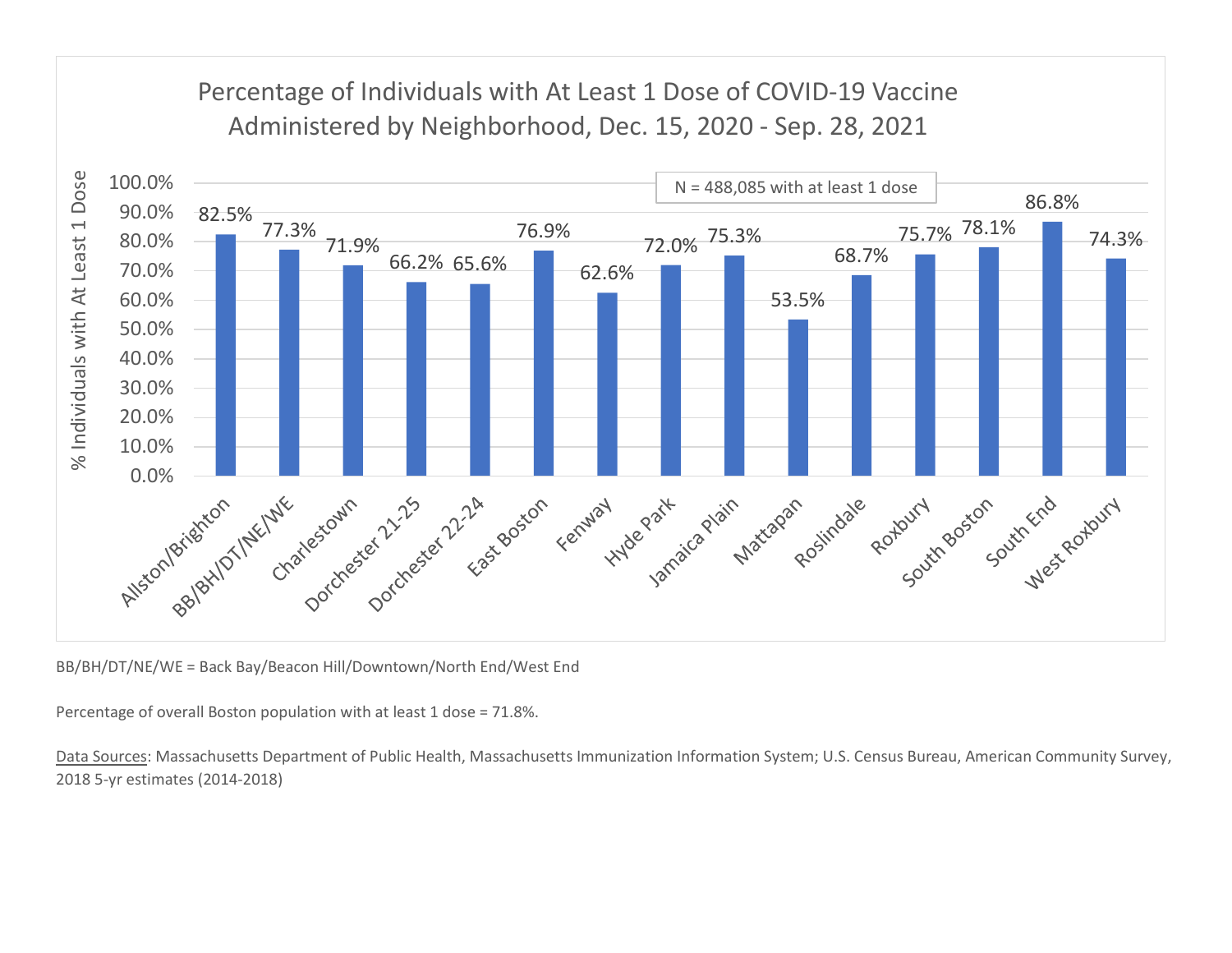## Percentage of Individuals with At Least 1 Dose of COVID-19 Vaccine Administered by Neighborhood, Dec. 15, 2020 - Sep. 28, 2021

N = 488,085 with at least 1 dose

| Neighborhood | % Individuals with At Least 1 Dose |
|---|---|
| Allston/Brighton | 82.5% |
| BB/BH/DT/NE/WE | 77.3% |
| Charlestown | 71.9% |
| Dorchester 21-25 | 66.2% |
| Dorchester 22-24 | 65.6% |
| East Boston | 76.9% |
| Fenway | 62.6% |
| Hyde Park | 72.0% |
| Jamaica Plain | 75.3% |
| Mattapan | 53.5% |
| Roslindale | 68.7% |
| Roxbury | 75.7% |
| South Boston | 78.1% |
| South End | 86.8% |
| West Roxbury | 74.3% |

BB/BH/DT/NE/WE = Back Bay/Beacon Hill/Downtown/North End/West End

Percentage of overall Boston population with at least 1 dose = 71.8%.

Data Sources: Massachusetts Department of Public Health, Massachusetts Immunization Information System; U.S. Census Bureau, American Community Survey, 2018 5-yr estimates (2014-2018)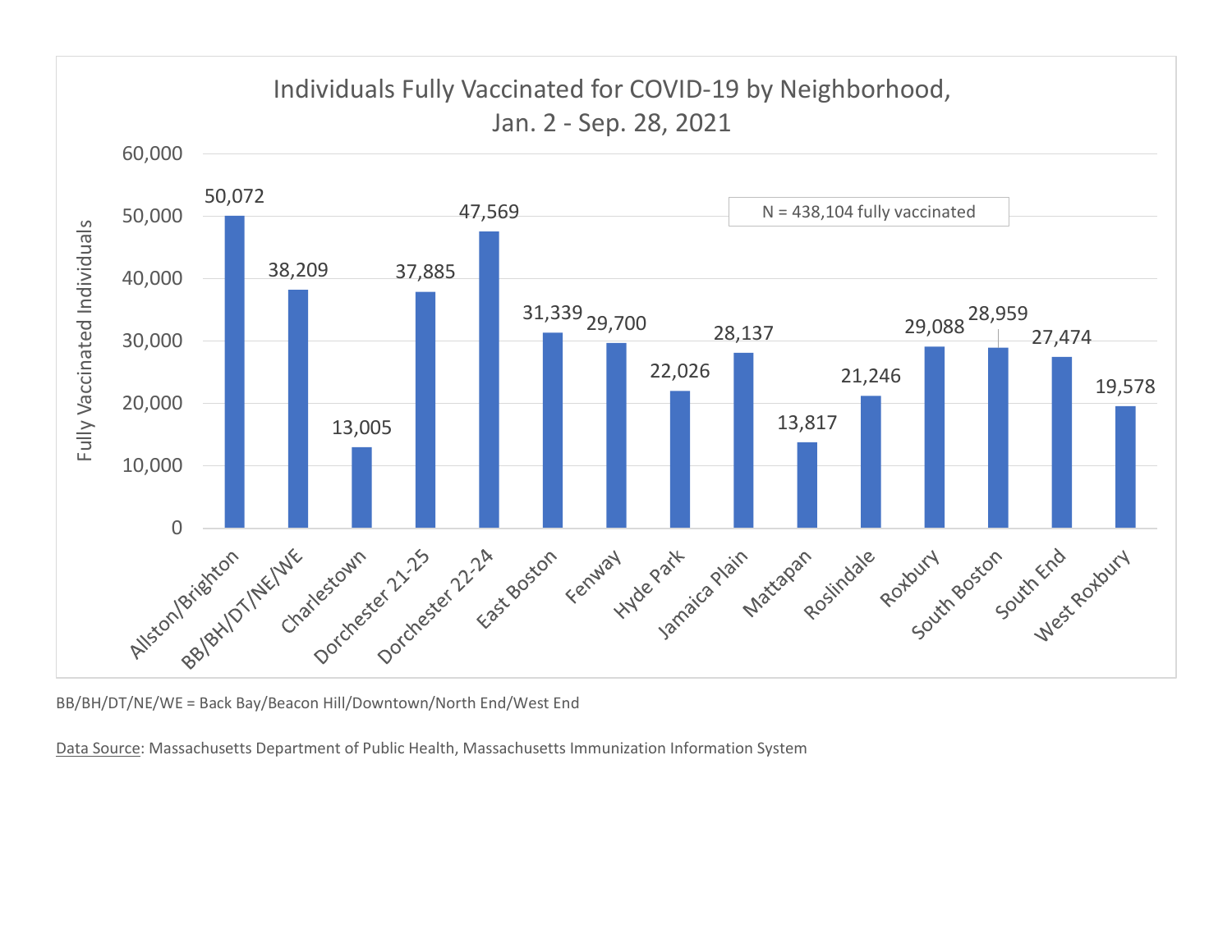## Individuals Fully Vaccinated for COVID-19 by Neighborhood, Jan. 2 - Sep. 28, 2021

N = 438,104 fully vaccinated

| Neighborhood | Fully Vaccinated Individuals |
|---|---|
| Allston/Brighton | 50,072 |
| BB/BH/DT/NE/WE | 38,209 |
| Charlestown | 13,005 |
| Dorchester 21-25 | 37,885 |
| Dorchester 22-24 | 47,569 |
| East Boston | 31,339 |
| Fenway | 29,700 |
| Hyde Park | 22,026 |
| Jamaica Plain | 28,137 |
| Mattapan | 13,817 |
| Roslindale | 21,246 |
| Roxbury | 29,088 |
| South Boston | 28,959 |
| South End | 27,474 |
| West Roxbury | 19,578 |

BB/BH/DT/NE/WE = Back Bay/Beacon Hill/Downtown/North End/West End

Data Source: Massachusetts Department of Public Health, Massachusetts Immunization Information System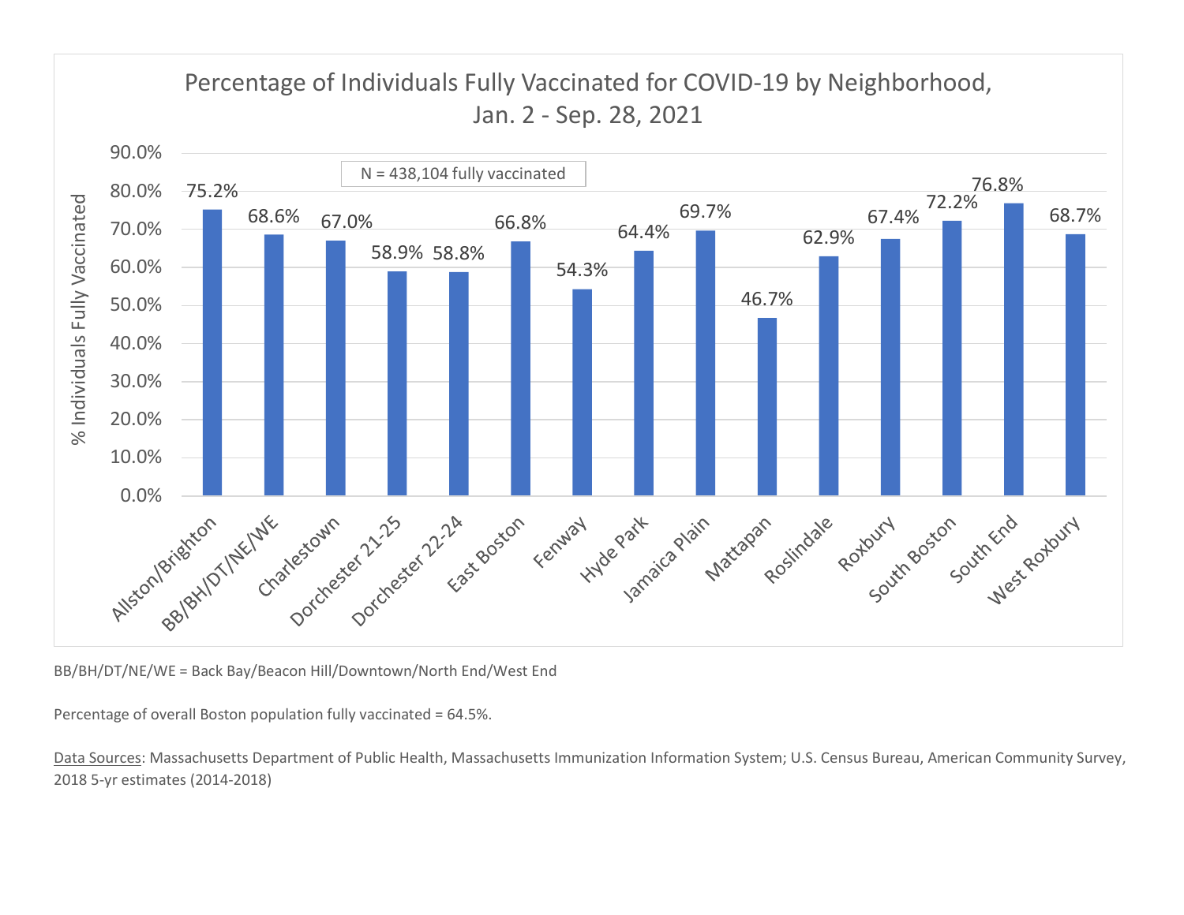## Percentage of Individuals Fully Vaccinated for COVID-19 by Neighborhood, Jan. 2 - Sep. 28, 2021

N = 438,104 fully vaccinated

| Neighborhood | % Individuals Fully Vaccinated |
|---|---|
| Allston/Brighton | 75.2% |
| BB/BH/DT/NE/WE | 68.6% |
| Charlestown | 67.0% |
| Dorchester 21-25 | 58.9% |
| Dorchester 22-24 | 58.8% |
| East Boston | 66.8% |
| Fenway | 54.3% |
| Hyde Park | 64.4% |
| Jamaica Plain | 69.7% |
| Mattapan | 46.7% |
| Roslindale | 62.9% |
| Roxbury | 67.4% |
| South Boston | 72.2% |
| South End | 76.8% |
| West Roxbury | 68.7% |

BB/BH/DT/NE/WE = Back Bay/Beacon Hill/Downtown/North End/West End

Percentage of overall Boston population fully vaccinated = 64.5%.

Data Sources: Massachusetts Department of Public Health, Massachusetts Immunization Information System; U.S. Census Bureau, American Community Survey, 2018 5-yr estimates (2014-2018)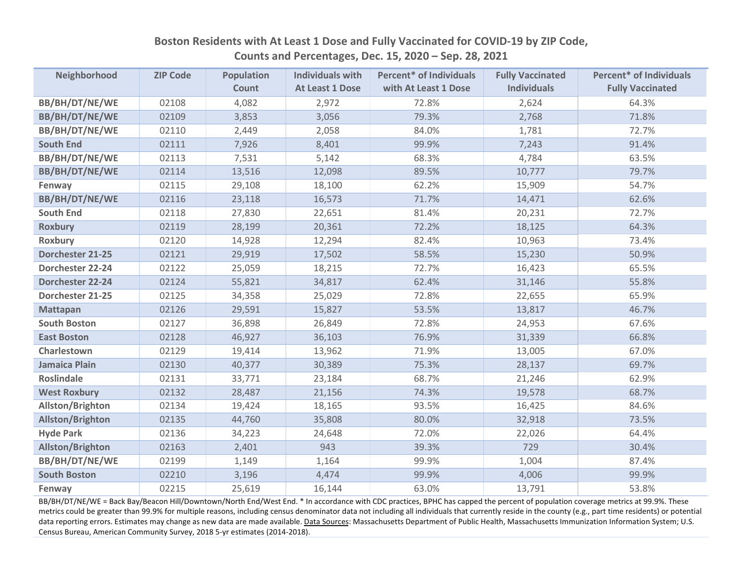## Boston Residents with At Least 1 Dose and Fully Vaccinated for COVID-19 by ZIP Code, Counts and Percentages, Dec. 15, 2020 – Sep. 28, 2021

| Neighborhood | ZIP Code | Population Count | Individuals with At Least 1 Dose | Percent* of Individuals with At Least 1 Dose | Fully Vaccinated Individuals | Percent* of Individuals Fully Vaccinated |
|---|---|---|---|---|---|---|
| **BB/BH/DT/NE/WE** | 02108 | 4,082 | 2,972 | 72.8% | 2,624 | 64.3% |
| **BB/BH/DT/NE/WE** | 02109 | 3,853 | 3,056 | 79.3% | 2,768 | 71.8% |
| **BB/BH/DT/NE/WE** | 02110 | 2,449 | 2,058 | 84.0% | 1,781 | 72.7% |
| **South End** | 02111 | 7,926 | 8,401 | 99.9% | 7,243 | 91.4% |
| **BB/BH/DT/NE/WE** | 02113 | 7,531 | 5,142 | 68.3% | 4,784 | 63.5% |
| **BB/BH/DT/NE/WE** | 02114 | 13,516 | 12,098 | 89.5% | 10,777 | 79.7% |
| **Fenway** | 02115 | 29,108 | 18,100 | 62.2% | 15,909 | 54.7% |
| **BB/BH/DT/NE/WE** | 02116 | 23,118 | 16,573 | 71.7% | 14,471 | 62.6% |
| **South End** | 02118 | 27,830 | 22,651 | 81.4% | 20,231 | 72.7% |
| **Roxbury** | 02119 | 28,199 | 20,361 | 72.2% | 18,125 | 64.3% |
| **Roxbury** | 02120 | 14,928 | 12,294 | 82.4% | 10,963 | 73.4% |
| **Dorchester 21-25** | 02121 | 29,919 | 17,502 | 58.5% | 15,230 | 50.9% |
| **Dorchester 22-24** | 02122 | 25,059 | 18,215 | 72.7% | 16,423 | 65.5% |
| **Dorchester 22-24** | 02124 | 55,821 | 34,817 | 62.4% | 31,146 | 55.8% |
| **Dorchester 21-25** | 02125 | 34,358 | 25,029 | 72.8% | 22,655 | 65.9% |
| **Mattapan** | 02126 | 29,591 | 15,827 | 53.5% | 13,817 | 46.7% |
| **South Boston** | 02127 | 36,898 | 26,849 | 72.8% | 24,953 | 67.6% |
| **East Boston** | 02128 | 46,927 | 36,103 | 76.9% | 31,339 | 66.8% |
| **Charlestown** | 02129 | 19,414 | 13,962 | 71.9% | 13,005 | 67.0% |
| **Jamaica Plain** | 02130 | 40,377 | 30,389 | 75.3% | 28,137 | 69.7% |
| **Roslindale** | 02131 | 33,771 | 23,184 | 68.7% | 21,246 | 62.9% |
| **West Roxbury** | 02132 | 28,487 | 21,156 | 74.3% | 19,578 | 68.7% |
| **Allston/Brighton** | 02134 | 19,424 | 18,165 | 93.5% | 16,425 | 84.6% |
| **Allston/Brighton** | 02135 | 44,760 | 35,808 | 80.0% | 32,918 | 73.5% |
| **Hyde Park** | 02136 | 34,223 | 24,648 | 72.0% | 22,026 | 64.4% |
| **Allston/Brighton** | 02163 | 2,401 | 943 | 39.3% | 729 | 30.4% |
| **BB/BH/DT/NE/WE** | 02199 | 1,149 | 1,164 | 99.9% | 1,004 | 87.4% |
| **South Boston** | 02210 | 3,196 | 4,474 | 99.9% | 4,006 | 99.9% |
| **Fenway** | 02215 | 25,619 | 16,144 | 63.0% | 13,791 | 53.8% |

BB/BH/DT/NE/WE = Back Bay/Beacon Hill/Downtown/North End/West End. * In accordance with CDC practices, BPHC has capped the percent of population coverage metrics at 99.9%. These metrics could be greater than 99.9% for multiple reasons, including census denominator data not including all individuals that currently reside in the county (e.g., part time residents) or potential data reporting errors. Estimates may change as new data are made available. Data Sources: Massachusetts Department of Public Health, Massachusetts Immunization Information System; U.S. Census Bureau, American Community Survey, 2018 5-yr estimates (2014-2018).